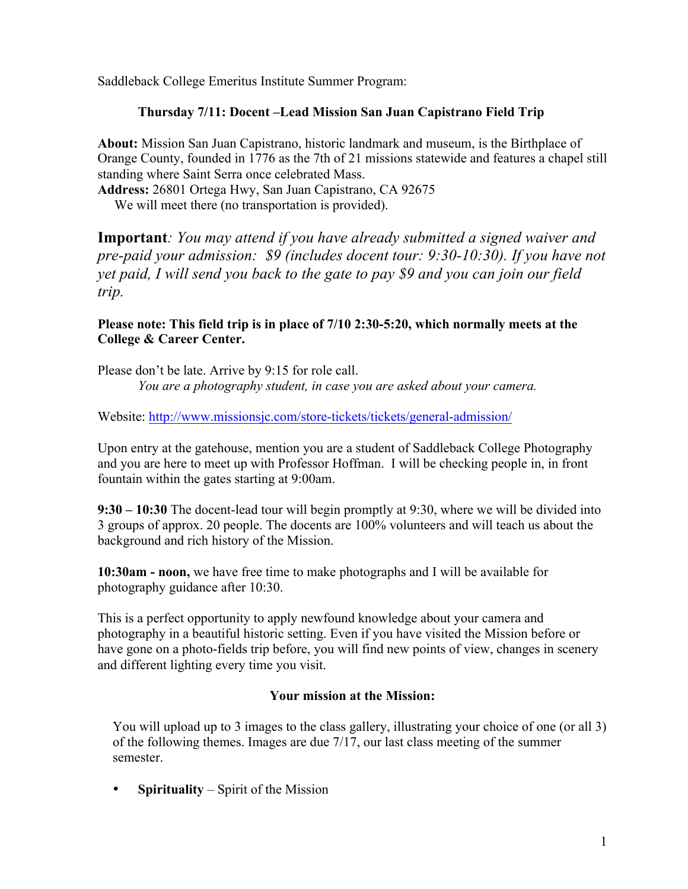Saddleback College Emeritus Institute Summer Program:

**Thursday 7/11: Docent –Lead Mission San Juan Capistrano Field Trip**

**About:** Mission San Juan Capistrano, historic landmark and museum, is the Birthplace of Orange County, founded in 1776 as the 7th of 21 missions statewide and features a chapel still standing where Saint Serra once celebrated Mass.
**Address:** 26801 Ortega Hwy, San Juan Capistrano, CA 92675
We will meet there (no transportation is provided).

**Important***: You may attend if you have already submitted a signed waiver and pre-paid your admission: $9 (includes docent tour: 9:30-10:30). If you have not yet paid, I will send you back to the gate to pay $9 and you can join our field trip.*

**Please note: This field trip is in place of 7/10 2:30-5:20, which normally meets at the College & Career Center.**

Please don't be late. Arrive by 9:15 for role call.
*You are a photography student, in case you are asked about your camera.*

Website: http://www.missionsjc.com/store-tickets/tickets/general-admission/

Upon entry at the gatehouse, mention you are a student of Saddleback College Photography and you are here to meet up with Professor Hoffman. I will be checking people in, in front fountain within the gates starting at 9:00am.

**9:30 – 10:30** The docent-lead tour will begin promptly at 9:30, where we will be divided into 3 groups of approx. 20 people. The docents are 100% volunteers and will teach us about the background and rich history of the Mission.

**10:30am - noon,** we have free time to make photographs and I will be available for photography guidance after 10:30.

This is a perfect opportunity to apply newfound knowledge about your camera and photography in a beautiful historic setting. Even if you have visited the Mission before or have gone on a photo-fields trip before, you will find new points of view, changes in scenery and different lighting every time you visit.

**Your mission at the Mission:**

You will upload up to 3 images to the class gallery, illustrating your choice of one (or all 3) of the following themes. Images are due 7/17, our last class meeting of the summer semester.

- **Spirituality** – Spirit of the Mission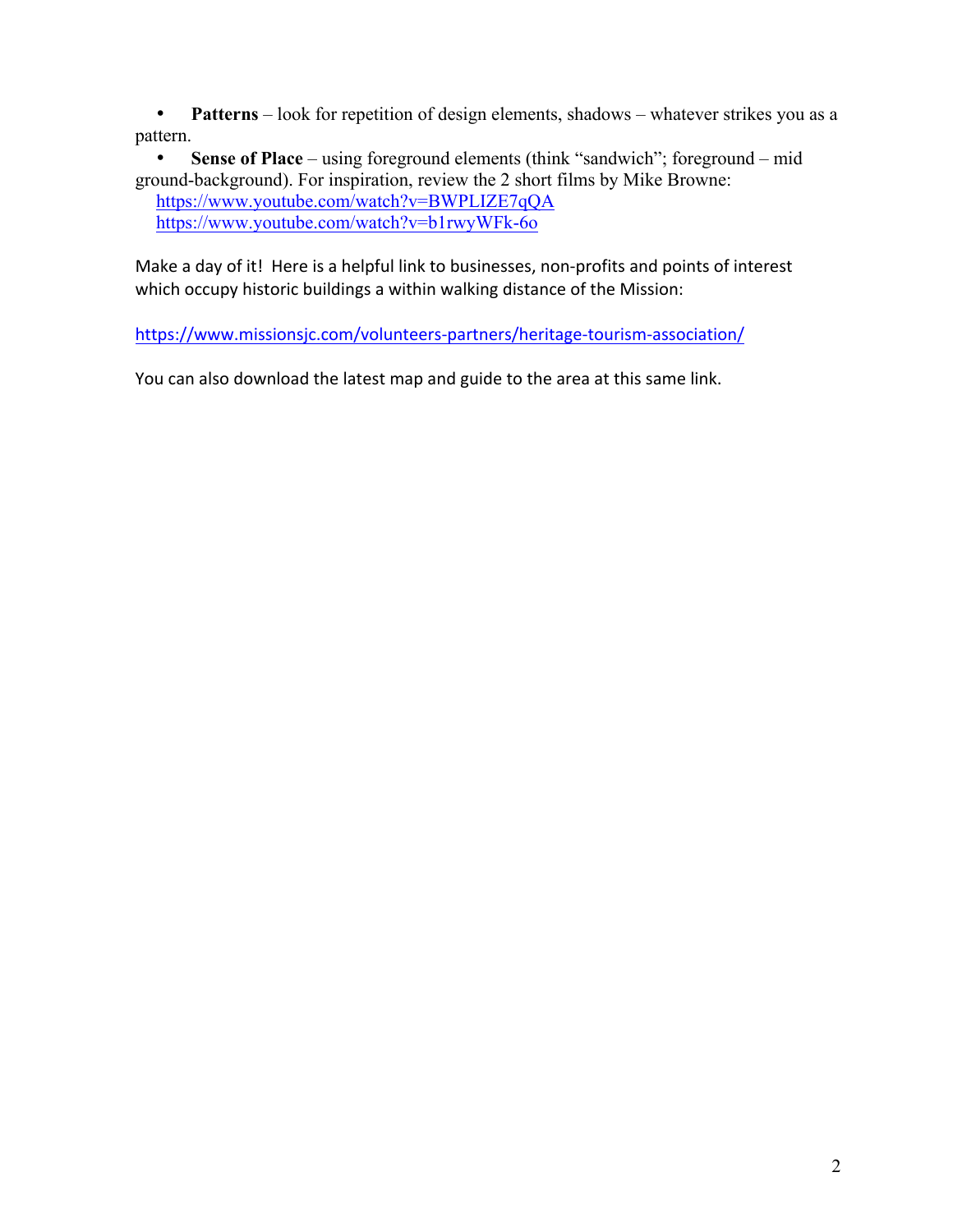- **Patterns** – look for repetition of design elements, shadows – whatever strikes you as a pattern.
- **Sense of Place** – using foreground elements (think "sandwich"; foreground – mid ground-background). For inspiration, review the 2 short films by Mike Browne:
  https://www.youtube.com/watch?v=BWPLIZE7qQA
  https://www.youtube.com/watch?v=b1rwyWFk-6o

Make a day of it! Here is a helpful link to businesses, non-profits and points of interest which occupy historic buildings a within walking distance of the Mission:

https://www.missionsjc.com/volunteers-partners/heritage-tourism-association/

You can also download the latest map and guide to the area at this same link.